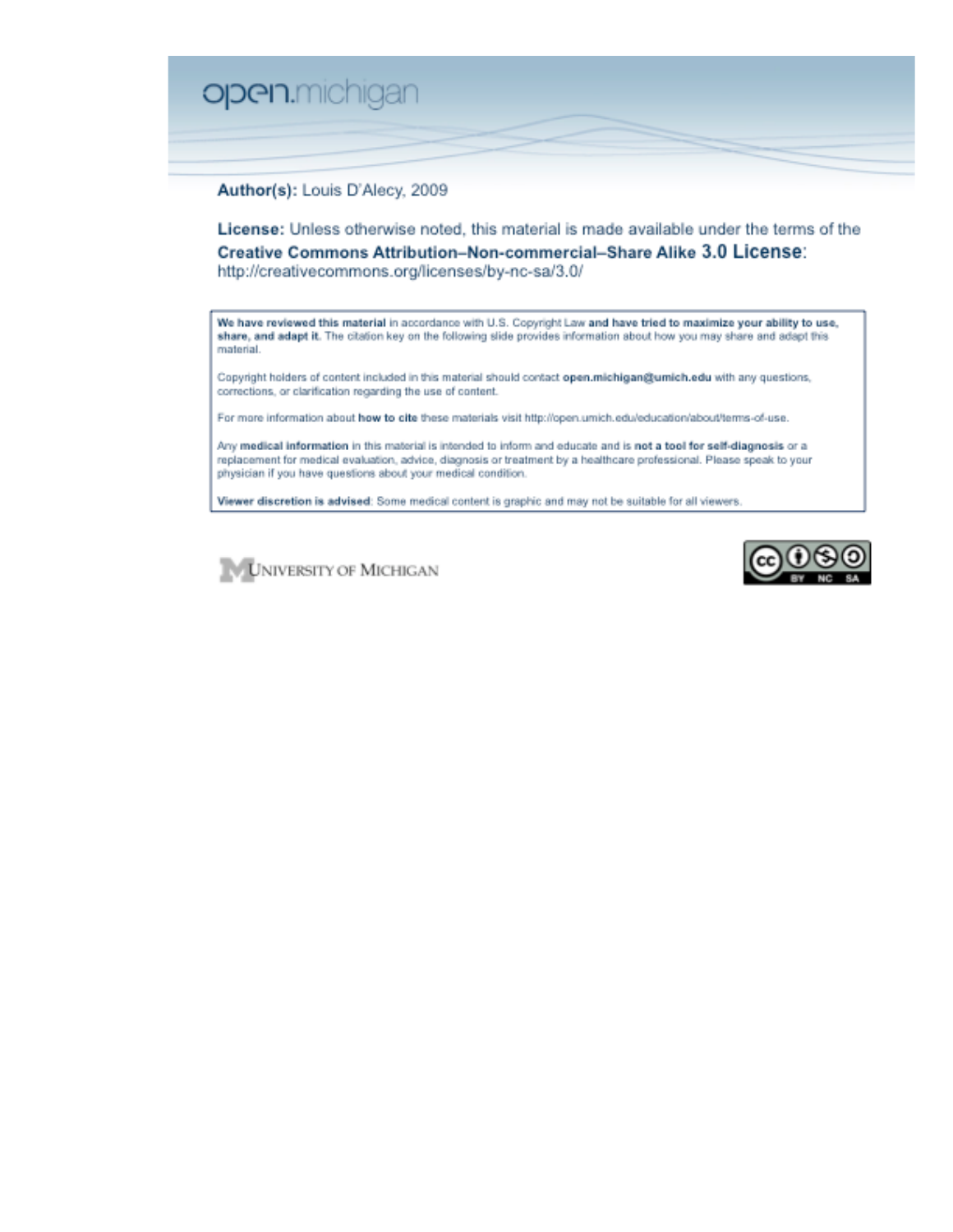open.michigan

**Author(s):** Louis D'Alecy, 2009

**License:** Unless otherwise noted, this material is made available under the terms of the **Creative Commons Attribution–Non-commercial–Share Alike 3.0 License**: http://creativecommons.org/licenses/by-nc-sa/3.0/

**We have reviewed this material** in accordance with U.S. Copyright Law **and have tried to maximize your ability to use, share, and adapt it.** The citation key on the following slide provides information about how you may share and adapt this material.

Copyright holders of content included in this material should contact **open.michigan@umich.edu** with any questions, corrections, or clarification regarding the use of content.

For more information about **how to cite** these materials visit http://open.umich.edu/education/about/terms-of-use.

Any **medical information** in this material is intended to inform and educate and is **not a tool for self-diagnosis** or a replacement for medical evaluation, advice, diagnosis or treatment by a healthcare professional. Please speak to your physician if you have questions about your medical condition.

**Viewer discretion is advised**: Some medical content is graphic and may not be suitable for all viewers.

UNIVERSITY OF MICHIGAN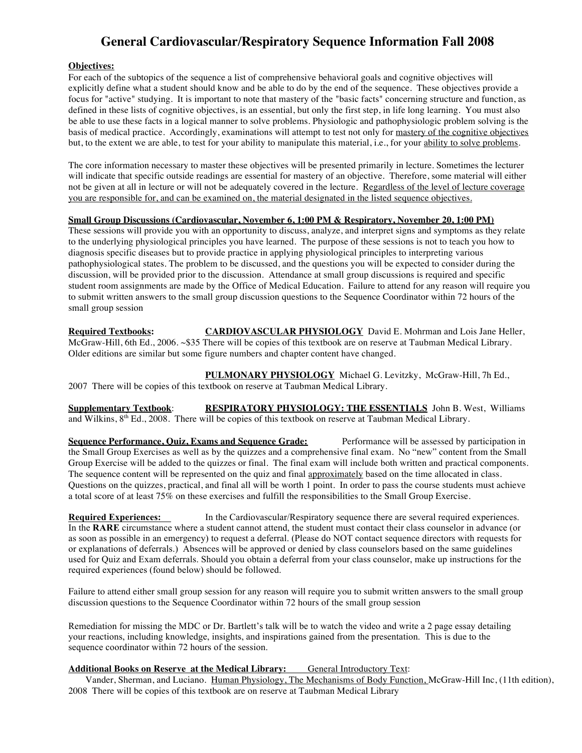# General Cardiovascular/Respiratory Sequence Information Fall 2008

**Objectives:**

For each of the subtopics of the sequence a list of comprehensive behavioral goals and cognitive objectives will explicitly define what a student should know and be able to do by the end of the sequence. These objectives provide a focus for "active" studying. It is important to note that mastery of the "basic facts" concerning structure and function, as defined in these lists of cognitive objectives, is an essential, but only the first step, in life long learning. You must also be able to use these facts in a logical manner to solve problems. Physiologic and pathophysiologic problem solving is the basis of medical practice. Accordingly, examinations will attempt to test not only for mastery of the cognitive objectives but, to the extent we are able, to test for your ability to manipulate this material, i.e., for your ability to solve problems.

The core information necessary to master these objectives will be presented primarily in lecture. Sometimes the lecturer will indicate that specific outside readings are essential for mastery of an objective. Therefore, some material will either not be given at all in lecture or will not be adequately covered in the lecture. Regardless of the level of lecture coverage you are responsible for, and can be examined on, the material designated in the listed sequence objectives.

**Small Group Discussions (Cardiovascular, November 6, 1:00 PM & Respiratory, November 20, 1:00 PM)**

These sessions will provide you with an opportunity to discuss, analyze, and interpret signs and symptoms as they relate to the underlying physiological principles you have learned. The purpose of these sessions is not to teach you how to diagnosis specific diseases but to provide practice in applying physiological principles to interpreting various pathophysiological states. The problem to be discussed, and the questions you will be expected to consider during the discussion, will be provided prior to the discussion. Attendance at small group discussions is required and specific student room assignments are made by the Office of Medical Education. Failure to attend for any reason will require you to submit written answers to the small group discussion questions to the Sequence Coordinator within 72 hours of the small group session

**Required Textbooks:** **CARDIOVASCULAR PHYSIOLOGY** David E. Mohrman and Lois Jane Heller, McGraw-Hill, 6th Ed., 2006. ~$35 There will be copies of this textbook are on reserve at Taubman Medical Library. Older editions are similar but some figure numbers and chapter content have changed.

**PULMONARY PHYSIOLOGY** Michael G. Levitzky, McGraw-Hill, 7h Ed., 2007 There will be copies of this textbook on reserve at Taubman Medical Library.

**Supplementary Textbook**: **RESPIRATORY PHYSIOLOGY: THE ESSENTIALS** John B. West, Williams and Wilkins, 8th Ed., 2008. There will be copies of this textbook on reserve at Taubman Medical Library.

**Sequence Performance, Quiz, Exams and Sequence Grade:** Performance will be assessed by participation in the Small Group Exercises as well as by the quizzes and a comprehensive final exam. No "new" content from the Small Group Exercise will be added to the quizzes or final. The final exam will include both written and practical components. The sequence content will be represented on the quiz and final approximately based on the time allocated in class. Questions on the quizzes, practical, and final all will be worth 1 point. In order to pass the course students must achieve a total score of at least 75% on these exercises and fulfill the responsibilities to the Small Group Exercise.

**Required Experiences:** In the Cardiovascular/Respiratory sequence there are several required experiences. In the **RARE** circumstance where a student cannot attend, the student must contact their class counselor in advance (or as soon as possible in an emergency) to request a deferral. (Please do NOT contact sequence directors with requests for or explanations of deferrals.) Absences will be approved or denied by class counselors based on the same guidelines used for Quiz and Exam deferrals. Should you obtain a deferral from your class counselor, make up instructions for the required experiences (found below) should be followed.

Failure to attend either small group session for any reason will require you to submit written answers to the small group discussion questions to the Sequence Coordinator within 72 hours of the small group session

Remediation for missing the MDC or Dr. Bartlett's talk will be to watch the video and write a 2 page essay detailing your reactions, including knowledge, insights, and inspirations gained from the presentation. This is due to the sequence coordinator within 72 hours of the session.

**Additional Books on Reserve at the Medical Library:** General Introductory Text:

Vander, Sherman, and Luciano. Human Physiology, The Mechanisms of Body Function, McGraw-Hill Inc, (11th edition), 2008 There will be copies of this textbook are on reserve at Taubman Medical Library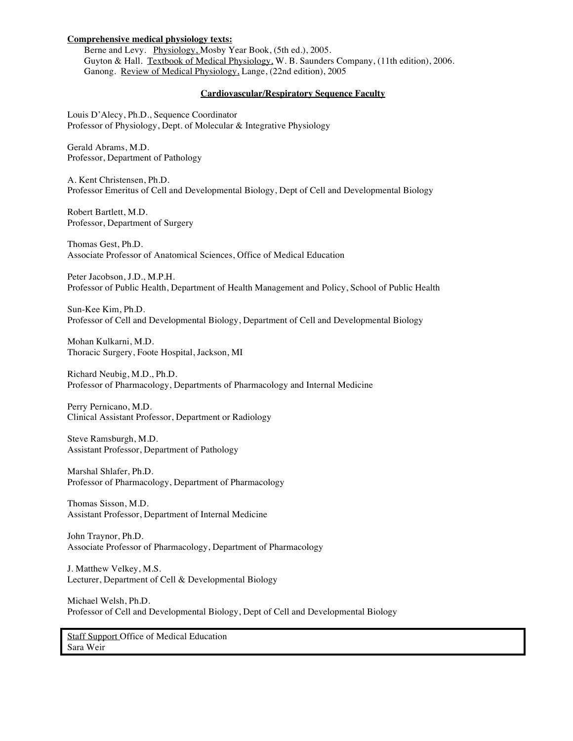**Comprehensive medical physiology texts:**

Berne and Levy. Physiology, Mosby Year Book, (5th ed.), 2005.
Guyton & Hall. Textbook of Medical Physiology, W. B. Saunders Company, (11th edition), 2006.
Ganong. Review of Medical Physiology, Lange, (22nd edition), 2005

## Cardiovascular/Respiratory Sequence Faculty

Louis D'Alecy, Ph.D., Sequence Coordinator
Professor of Physiology, Dept. of Molecular & Integrative Physiology

Gerald Abrams, M.D.
Professor, Department of Pathology

A. Kent Christensen, Ph.D.
Professor Emeritus of Cell and Developmental Biology, Dept of Cell and Developmental Biology

Robert Bartlett, M.D.
Professor, Department of Surgery

Thomas Gest, Ph.D.
Associate Professor of Anatomical Sciences, Office of Medical Education

Peter Jacobson, J.D., M.P.H.
Professor of Public Health, Department of Health Management and Policy, School of Public Health

Sun-Kee Kim, Ph.D.
Professor of Cell and Developmental Biology, Department of Cell and Developmental Biology

Mohan Kulkarni, M.D.
Thoracic Surgery, Foote Hospital, Jackson, MI

Richard Neubig, M.D., Ph.D.
Professor of Pharmacology, Departments of Pharmacology and Internal Medicine

Perry Pernicano, M.D.
Clinical Assistant Professor, Department or Radiology

Steve Ramsburgh, M.D.
Assistant Professor, Department of Pathology

Marshal Shlafer, Ph.D.
Professor of Pharmacology, Department of Pharmacology

Thomas Sisson, M.D.
Assistant Professor, Department of Internal Medicine

John Traynor, Ph.D.
Associate Professor of Pharmacology, Department of Pharmacology

J. Matthew Velkey, M.S.
Lecturer, Department of Cell & Developmental Biology

Michael Welsh, Ph.D.
Professor of Cell and Developmental Biology, Dept of Cell and Developmental Biology

Staff Support Office of Medical Education
Sara Weir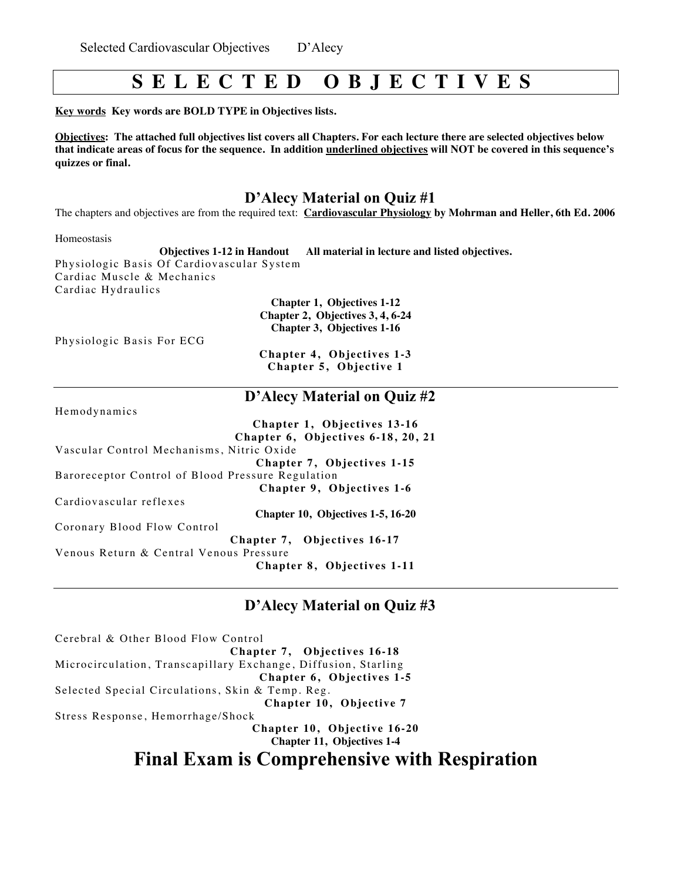# S E L E C T E D   O B J E C T I V E S

**Key words** **Key words are BOLD TYPE in Objectives lists.**

**Objectives: The attached full objectives list covers all Chapters. For each lecture there are selected objectives below that indicate areas of focus for the sequence. In addition underlined objectives will NOT be covered in this sequence's quizzes or final.**

## D'Alecy Material on Quiz #1

The chapters and objectives are from the required text: **Cardiovascular Physiology by Mohrman and Heller, 6th Ed. 2006**

Homeostasis

**Objectives 1-12 in Handout** **All material in lecture and listed objectives.**

Physiologic Basis Of Cardiovascular System
Cardiac Muscle & Mechanics
Cardiac Hydraulics

**Chapter 1, Objectives 1-12**
**Chapter 2, Objectives 3, 4, 6-24**
**Chapter 3, Objectives 1-16**

Physiologic Basis For ECG

**Chapter 4, Objectives 1-3**
**Chapter 5, Objective 1**

## D'Alecy Material on Quiz #2

Hemodynamics

**Chapter 1, Objectives 13-16**
**Chapter 6, Objectives 6-18, 20, 21**

Vascular Control Mechanisms, Nitric Oxide

**Chapter 7, Objectives 1-15**

Baroreceptor Control of Blood Pressure Regulation

**Chapter 9, Objectives 1-6**

Cardiovascular reflexes

**Chapter 10, Objectives 1-5, 16-20**

Coronary Blood Flow Control

**Chapter 7, Objectives 16-17**

Venous Return & Central Venous Pressure

**Chapter 8, Objectives 1-11**

## D'Alecy Material on Quiz #3

Cerebral & Other Blood Flow Control

**Chapter 7, Objectives 16-18**

Microcirculation, Transcapillary Exchange, Diffusion, Starling

**Chapter 6, Objectives 1-5**

Selected Special Circulations, Skin & Temp. Reg.

**Chapter 10, Objective 7**

Stress Response, Hemorrhage/Shock

**Chapter 10, Objective 16-20**
**Chapter 11, Objectives 1-4**

# Final Exam is Comprehensive with Respiration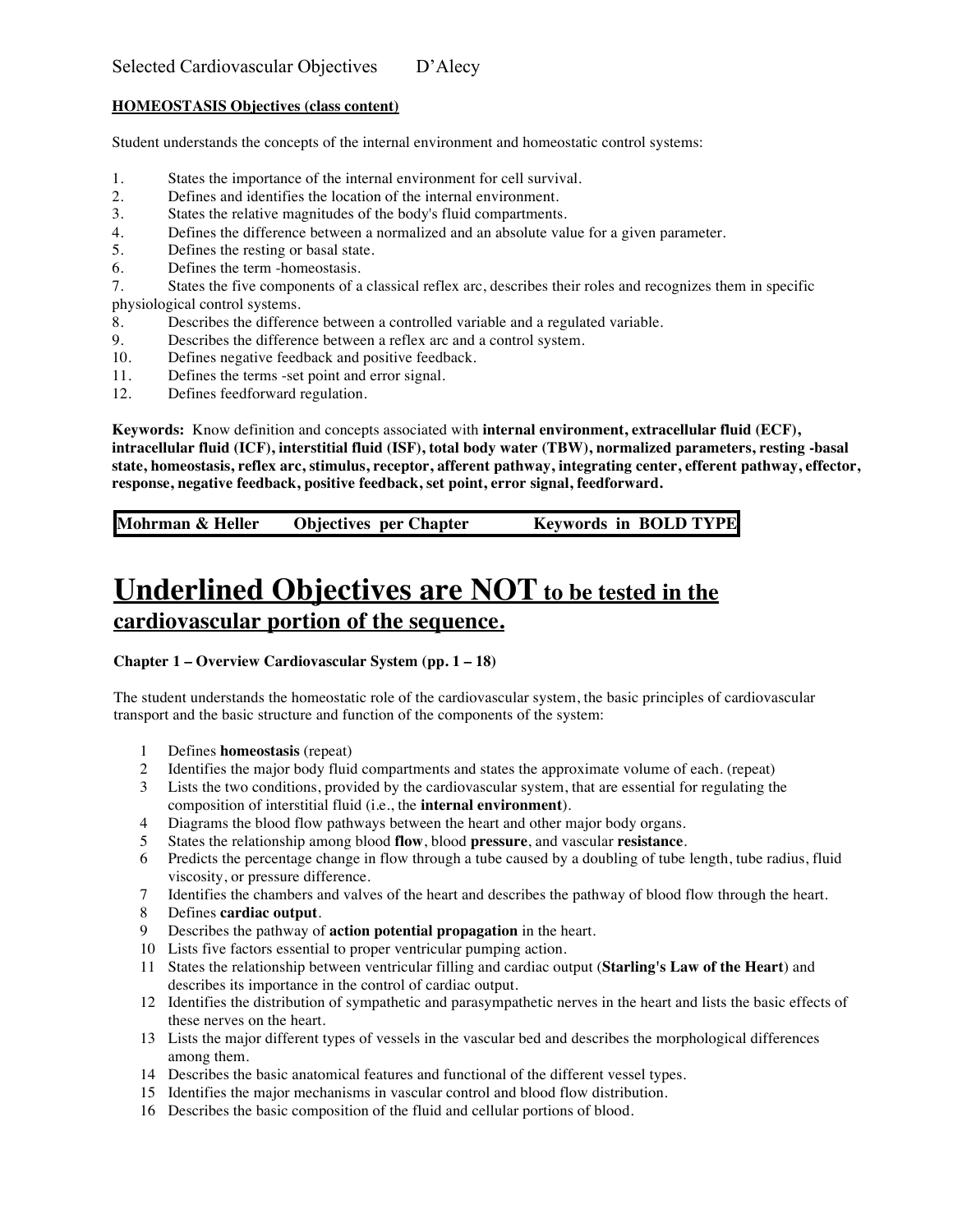Selected Cardiovascular Objectives D'Alecy

**<u>HOMEOSTASIS Objectives (class content)</u>**

Student understands the concepts of the internal environment and homeostatic control systems:

1. States the importance of the internal environment for cell survival.
2. Defines and identifies the location of the internal environment.
3. States the relative magnitudes of the body's fluid compartments.
4. Defines the difference between a normalized and an absolute value for a given parameter.
5. Defines the resting or basal state.
6. Defines the term -homeostasis.
7. States the five components of a classical reflex arc, describes their roles and recognizes them in specific physiological control systems.
8. Describes the difference between a controlled variable and a regulated variable.
9. Describes the difference between a reflex arc and a control system.
10. Defines negative feedback and positive feedback.
11. Defines the terms -set point and error signal.
12. Defines feedforward regulation.

**Keywords:** Know definition and concepts associated with **internal environment, extracellular fluid (ECF), intracellular fluid (ICF), interstitial fluid (ISF), total body water (TBW), normalized parameters, resting -basal state, homeostasis, reflex arc, stimulus, receptor, afferent pathway, integrating center, efferent pathway, effector, response, negative feedback, positive feedback, set point, error signal, feedforward.**

| Mohrman & Heller | Objectives per Chapter | Keywords in BOLD TYPE |
|---|---|---|

# <u>Underlined Objectives are NOT to be tested in the cardiovascular portion of the sequence.</u>

**Chapter 1 – Overview Cardiovascular System (pp. 1 – 18)**

The student understands the homeostatic role of the cardiovascular system, the basic principles of cardiovascular transport and the basic structure and function of the components of the system:

1. Defines **homeostasis** (repeat)
2. Identifies the major body fluid compartments and states the approximate volume of each. (repeat)
3. Lists the two conditions, provided by the cardiovascular system, that are essential for regulating the composition of interstitial fluid (i.e., the **internal environment**).
4. Diagrams the blood flow pathways between the heart and other major body organs.
5. States the relationship among blood **flow**, blood **pressure**, and vascular **resistance**.
6. Predicts the percentage change in flow through a tube caused by a doubling of tube length, tube radius, fluid viscosity, or pressure difference.
7. Identifies the chambers and valves of the heart and describes the pathway of blood flow through the heart.
8. Defines **cardiac output**.
9. Describes the pathway of **action potential propagation** in the heart.
10. Lists five factors essential to proper ventricular pumping action.
11. States the relationship between ventricular filling and cardiac output (**Starling's Law of the Heart**) and describes its importance in the control of cardiac output.
12. Identifies the distribution of sympathetic and parasympathetic nerves in the heart and lists the basic effects of these nerves on the heart.
13. Lists the major different types of vessels in the vascular bed and describes the morphological differences among them.
14. Describes the basic anatomical features and functional of the different vessel types.
15. Identifies the major mechanisms in vascular control and blood flow distribution.
16. Describes the basic composition of the fluid and cellular portions of blood.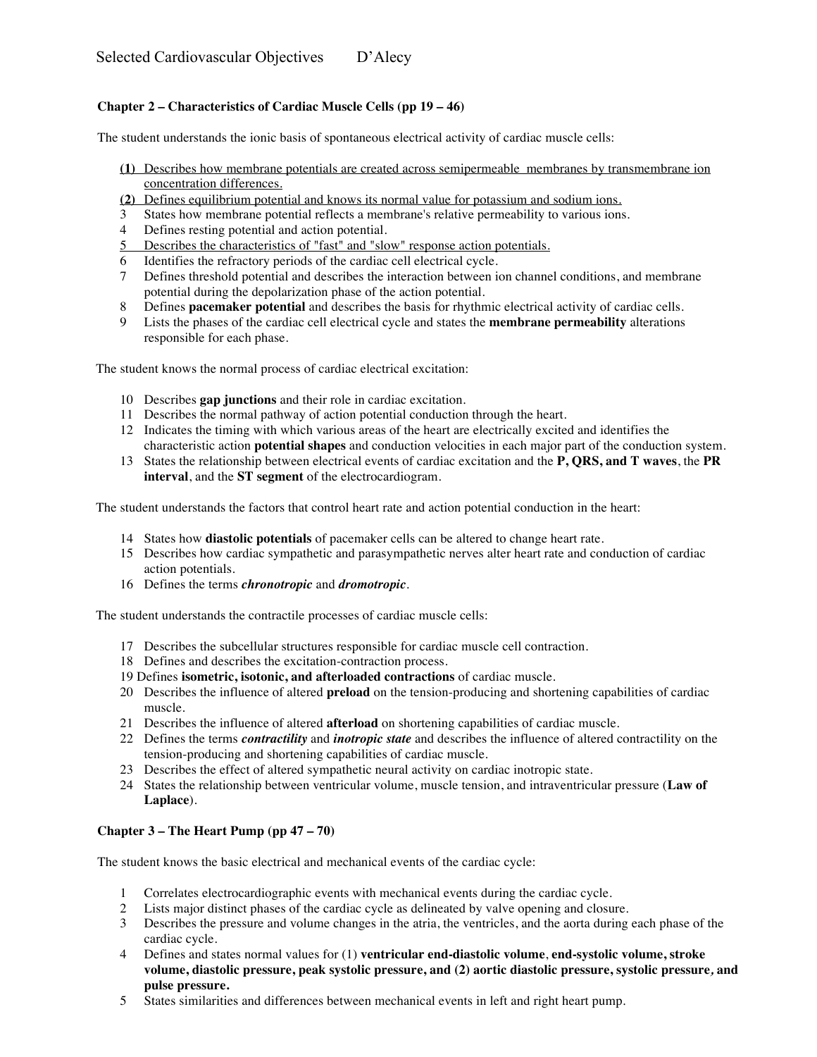# Selected Cardiovascular Objectives D'Alecy

## Chapter 2 – Characteristics of Cardiac Muscle Cells (pp 19 – 46)

The student understands the ionic basis of spontaneous electrical activity of cardiac muscle cells:

1. <u>Describes how membrane potentials are created across semipermeable membranes by transmembrane ion concentration differences.</u>
2. <u>Defines equilibrium potential and knows its normal value for potassium and sodium ions.</u>
3. States how membrane potential reflects a membrane's relative permeability to various ions.
4. Defines resting potential and action potential.
5. <u>Describes the characteristics of "fast" and "slow" response action potentials.</u>
6. Identifies the refractory periods of the cardiac cell electrical cycle.
7. Defines threshold potential and describes the interaction between ion channel conditions, and membrane potential during the depolarization phase of the action potential.
8. Defines **pacemaker potential** and describes the basis for rhythmic electrical activity of cardiac cells.
9. Lists the phases of the cardiac cell electrical cycle and states the **membrane permeability** alterations responsible for each phase.

The student knows the normal process of cardiac electrical excitation:

10. Describes **gap junctions** and their role in cardiac excitation.
11. Describes the normal pathway of action potential conduction through the heart.
12. Indicates the timing with which various areas of the heart are electrically excited and identifies the characteristic action **potential shapes** and conduction velocities in each major part of the conduction system.
13. States the relationship between electrical events of cardiac excitation and the **P, QRS, and T waves**, the **PR interval**, and the **ST segment** of the electrocardiogram.

The student understands the factors that control heart rate and action potential conduction in the heart:

14. States how **diastolic potentials** of pacemaker cells can be altered to change heart rate.
15. Describes how cardiac sympathetic and parasympathetic nerves alter heart rate and conduction of cardiac action potentials.
16. Defines the terms ***chronotropic*** and ***dromotropic***.

The student understands the contractile processes of cardiac muscle cells:

17. Describes the subcellular structures responsible for cardiac muscle cell contraction.
18. Defines and describes the excitation-contraction process.
19. Defines **isometric, isotonic, and afterloaded contractions** of cardiac muscle.
20. Describes the influence of altered **preload** on the tension-producing and shortening capabilities of cardiac muscle.
21. Describes the influence of altered **afterload** on shortening capabilities of cardiac muscle.
22. Defines the terms ***contractility*** and ***inotropic state*** and describes the influence of altered contractility on the tension-producing and shortening capabilities of cardiac muscle.
23. Describes the effect of altered sympathetic neural activity on cardiac inotropic state.
24. States the relationship between ventricular volume, muscle tension, and intraventricular pressure (**Law of Laplace**).

## Chapter 3 – The Heart Pump (pp 47 – 70)

The student knows the basic electrical and mechanical events of the cardiac cycle:

1. Correlates electrocardiographic events with mechanical events during the cardiac cycle.
2. Lists major distinct phases of the cardiac cycle as delineated by valve opening and closure.
3. Describes the pressure and volume changes in the atria, the ventricles, and the aorta during each phase of the cardiac cycle.
4. Defines and states normal values for (1) **ventricular end-diastolic volume**, **end-systolic volume, stroke volume, diastolic pressure, peak systolic pressure, and (2) aortic diastolic pressure, systolic pressure, and pulse pressure.**
5. States similarities and differences between mechanical events in left and right heart pump.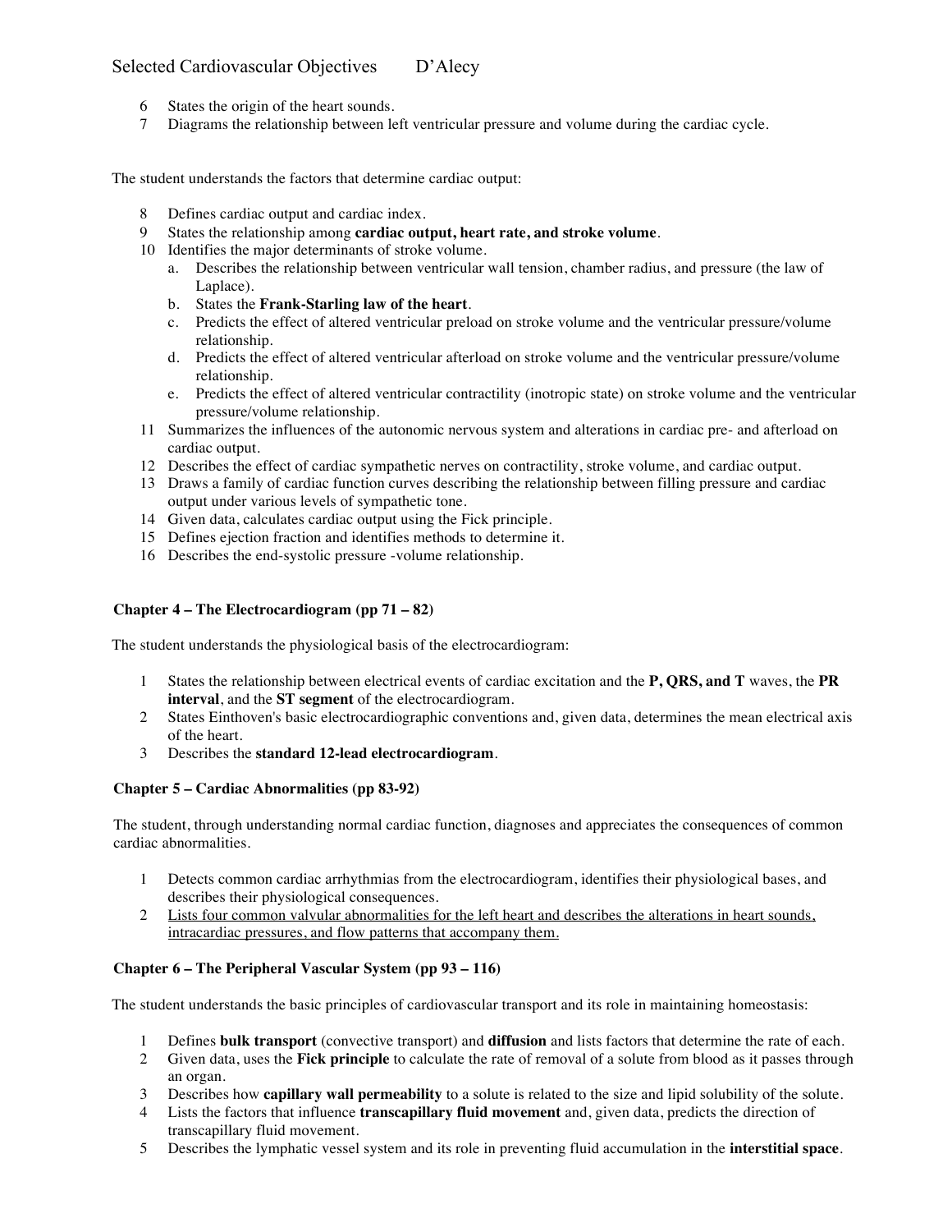6. States the origin of the heart sounds.
7. Diagrams the relationship between left ventricular pressure and volume during the cardiac cycle.

The student understands the factors that determine cardiac output:

8. Defines cardiac output and cardiac index.
9. States the relationship among **cardiac output, heart rate, and stroke volume**.
10. Identifies the major determinants of stroke volume.
    a. Describes the relationship between ventricular wall tension, chamber radius, and pressure (the law of Laplace).
    b. States the **Frank-Starling law of the heart**.
    c. Predicts the effect of altered ventricular preload on stroke volume and the ventricular pressure/volume relationship.
    d. Predicts the effect of altered ventricular afterload on stroke volume and the ventricular pressure/volume relationship.
    e. Predicts the effect of altered ventricular contractility (inotropic state) on stroke volume and the ventricular pressure/volume relationship.
11. Summarizes the influences of the autonomic nervous system and alterations in cardiac pre- and afterload on cardiac output.
12. Describes the effect of cardiac sympathetic nerves on contractility, stroke volume, and cardiac output.
13. Draws a family of cardiac function curves describing the relationship between filling pressure and cardiac output under various levels of sympathetic tone.
14. Given data, calculates cardiac output using the Fick principle.
15. Defines ejection fraction and identifies methods to determine it.
16. Describes the end-systolic pressure -volume relationship.

### Chapter 4 – The Electrocardiogram (pp 71 – 82)

The student understands the physiological basis of the electrocardiogram:

1. States the relationship between electrical events of cardiac excitation and the **P, QRS, and T** waves, the **PR interval**, and the **ST segment** of the electrocardiogram.
2. States Einthoven's basic electrocardiographic conventions and, given data, determines the mean electrical axis of the heart.
3. Describes the **standard 12-lead electrocardiogram**.

### Chapter 5 – Cardiac Abnormalities (pp 83-92)

The student, through understanding normal cardiac function, diagnoses and appreciates the consequences of common cardiac abnormalities.

1. Detects common cardiac arrhythmias from the electrocardiogram, identifies their physiological bases, and describes their physiological consequences.
2. <u>Lists four common valvular abnormalities for the left heart and describes the alterations in heart sounds, intracardiac pressures, and flow patterns that accompany them.</u>

### Chapter 6 – The Peripheral Vascular System (pp 93 – 116)

The student understands the basic principles of cardiovascular transport and its role in maintaining homeostasis:

1. Defines **bulk transport** (convective transport) and **diffusion** and lists factors that determine the rate of each.
2. Given data, uses the **Fick principle** to calculate the rate of removal of a solute from blood as it passes through an organ.
3. Describes how **capillary wall permeability** to a solute is related to the size and lipid solubility of the solute.
4. Lists the factors that influence **transcapillary fluid movement** and, given data, predicts the direction of transcapillary fluid movement.
5. Describes the lymphatic vessel system and its role in preventing fluid accumulation in the **interstitial space**.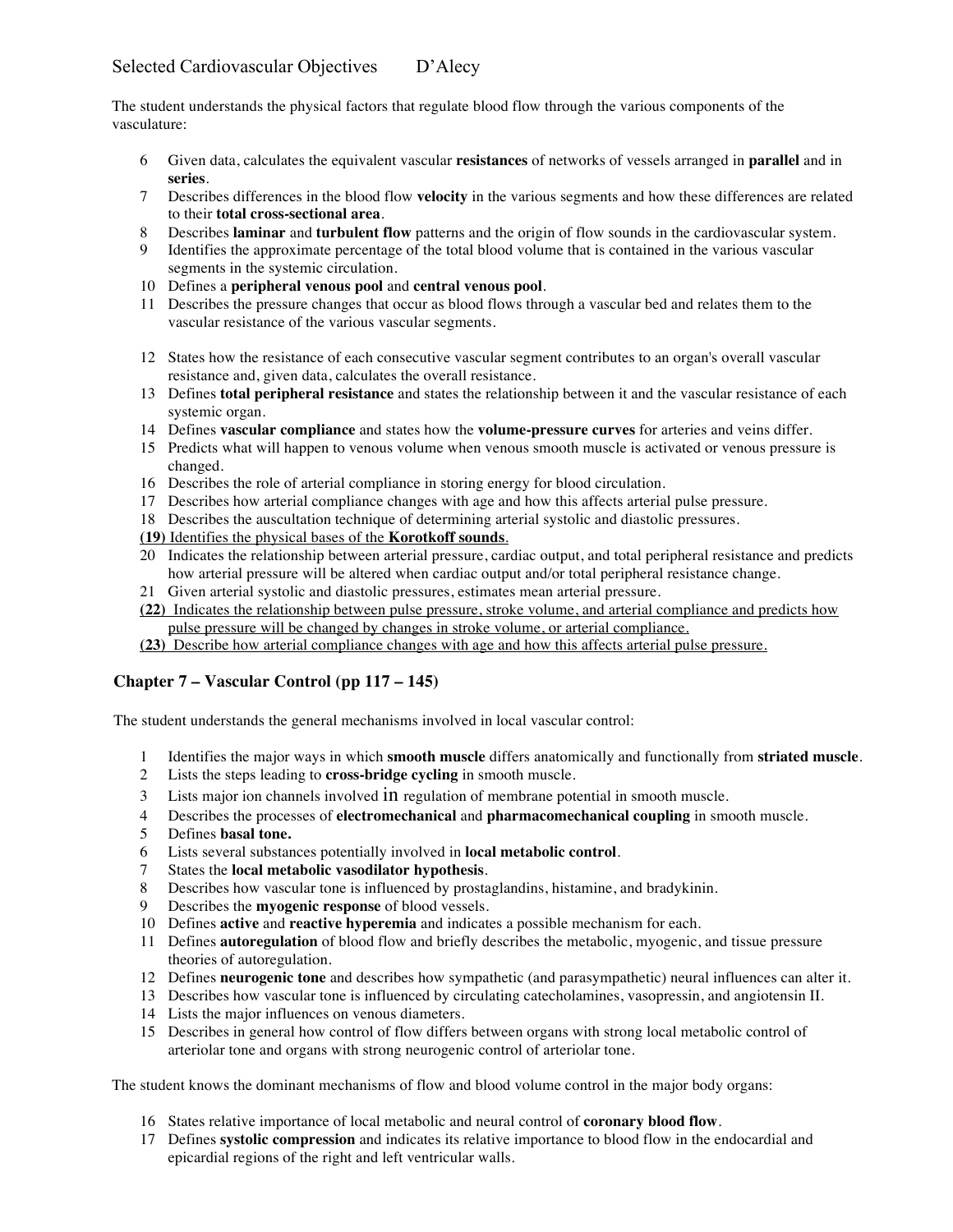Selected Cardiovascular Objectives D'Alecy

The student understands the physical factors that regulate blood flow through the various components of the vasculature:

6. Given data, calculates the equivalent vascular **resistances** of networks of vessels arranged in **parallel** and in **series**.
7. Describes differences in the blood flow **velocity** in the various segments and how these differences are related to their **total cross-sectional area**.
8. Describes **laminar** and **turbulent flow** patterns and the origin of flow sounds in the cardiovascular system.
9. Identifies the approximate percentage of the total blood volume that is contained in the various vascular segments in the systemic circulation.
10. Defines a **peripheral venous pool** and **central venous pool**.
11. Describes the pressure changes that occur as blood flows through a vascular bed and relates them to the vascular resistance of the various vascular segments.

12. States how the resistance of each consecutive vascular segment contributes to an organ's overall vascular resistance and, given data, calculates the overall resistance.
13. Defines **total peripheral resistance** and states the relationship between it and the vascular resistance of each systemic organ.
14. Defines **vascular compliance** and states how the **volume-pressure curves** for arteries and veins differ.
15. Predicts what will happen to venous volume when venous smooth muscle is activated or venous pressure is changed.
16. Describes the role of arterial compliance in storing energy for blood circulation.
17. Describes how arterial compliance changes with age and how this affects arterial pulse pressure.
18. Describes the auscultation technique of determining arterial systolic and diastolic pressures.

**(19)** <u>Identifies the physical bases of the **Korotkoff sounds**.</u>

20. Indicates the relationship between arterial pressure, cardiac output, and total peripheral resistance and predicts how arterial pressure will be altered when cardiac output and/or total peripheral resistance change.
21. Given arterial systolic and diastolic pressures, estimates mean arterial pressure.

**(22)** <u>Indicates the relationship between pulse pressure, stroke volume, and arterial compliance and predicts how pulse pressure will be changed by changes in stroke volume, or arterial compliance.</u>

**(23)** <u>Describe how arterial compliance changes with age and how this affects arterial pulse pressure.</u>

## Chapter 7 – Vascular Control (pp 117 – 145)

The student understands the general mechanisms involved in local vascular control:

1. Identifies the major ways in which **smooth muscle** differs anatomically and functionally from **striated muscle**.
2. Lists the steps leading to **cross-bridge cycling** in smooth muscle.
3. Lists major ion channels involved in regulation of membrane potential in smooth muscle.
4. Describes the processes of **electromechanical** and **pharmacomechanical coupling** in smooth muscle.
5. Defines **basal tone.**
6. Lists several substances potentially involved in **local metabolic control**.
7. States the **local metabolic vasodilator hypothesis**.
8. Describes how vascular tone is influenced by prostaglandins, histamine, and bradykinin.
9. Describes the **myogenic response** of blood vessels.
10. Defines **active** and **reactive hyperemia** and indicates a possible mechanism for each.
11. Defines **autoregulation** of blood flow and briefly describes the metabolic, myogenic, and tissue pressure theories of autoregulation.
12. Defines **neurogenic tone** and describes how sympathetic (and parasympathetic) neural influences can alter it.
13. Describes how vascular tone is influenced by circulating catecholamines, vasopressin, and angiotensin II.
14. Lists the major influences on venous diameters.
15. Describes in general how control of flow differs between organs with strong local metabolic control of arteriolar tone and organs with strong neurogenic control of arteriolar tone.

The student knows the dominant mechanisms of flow and blood volume control in the major body organs:

16. States relative importance of local metabolic and neural control of **coronary blood flow**.
17. Defines **systolic compression** and indicates its relative importance to blood flow in the endocardial and epicardial regions of the right and left ventricular walls.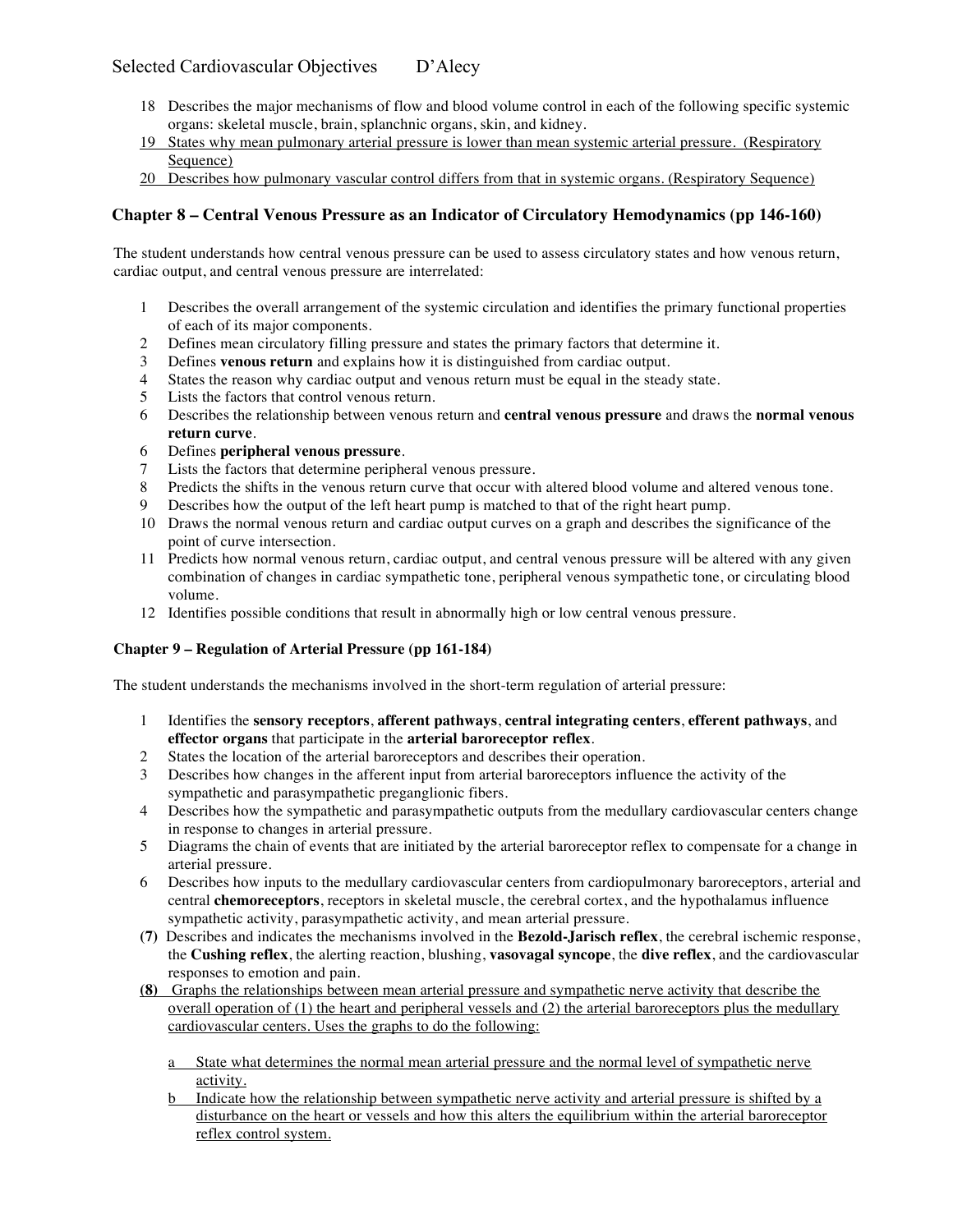18 Describes the major mechanisms of flow and blood volume control in each of the following specific systemic organs: skeletal muscle, brain, splanchnic organs, skin, and kidney.

<u>19 States why mean pulmonary arterial pressure is lower than mean systemic arterial pressure. (Respiratory Sequence)</u>

<u>20 Describes how pulmonary vascular control differs from that in systemic organs. (Respiratory Sequence)</u>

## Chapter 8 – Central Venous Pressure as an Indicator of Circulatory Hemodynamics (pp 146-160)

The student understands how central venous pressure can be used to assess circulatory states and how venous return, cardiac output, and central venous pressure are interrelated:

1 Describes the overall arrangement of the systemic circulation and identifies the primary functional properties of each of its major components.
2 Defines mean circulatory filling pressure and states the primary factors that determine it.
3 Defines **venous return** and explains how it is distinguished from cardiac output.
4 States the reason why cardiac output and venous return must be equal in the steady state.
5 Lists the factors that control venous return.
6 Describes the relationship between venous return and **central venous pressure** and draws the **normal venous return curve**.
6 Defines **peripheral venous pressure**.
7 Lists the factors that determine peripheral venous pressure.
8 Predicts the shifts in the venous return curve that occur with altered blood volume and altered venous tone.
9 Describes how the output of the left heart pump is matched to that of the right heart pump.
10 Draws the normal venous return and cardiac output curves on a graph and describes the significance of the point of curve intersection.
11 Predicts how normal venous return, cardiac output, and central venous pressure will be altered with any given combination of changes in cardiac sympathetic tone, peripheral venous sympathetic tone, or circulating blood volume.
12 Identifies possible conditions that result in abnormally high or low central venous pressure.

### Chapter 9 – Regulation of Arterial Pressure (pp 161-184)

The student understands the mechanisms involved in the short-term regulation of arterial pressure:

1 Identifies the **sensory receptors**, **afferent pathways**, **central integrating centers**, **efferent pathways**, and **effector organs** that participate in the **arterial baroreceptor reflex**.
2 States the location of the arterial baroreceptors and describes their operation.
3 Describes how changes in the afferent input from arterial baroreceptors influence the activity of the sympathetic and parasympathetic preganglionic fibers.
4 Describes how the sympathetic and parasympathetic outputs from the medullary cardiovascular centers change in response to changes in arterial pressure.
5 Diagrams the chain of events that are initiated by the arterial baroreceptor reflex to compensate for a change in arterial pressure.
6 Describes how inputs to the medullary cardiovascular centers from cardiopulmonary baroreceptors, arterial and central **chemoreceptors**, receptors in skeletal muscle, the cerebral cortex, and the hypothalamus influence sympathetic activity, parasympathetic activity, and mean arterial pressure.

**(7)** Describes and indicates the mechanisms involved in the **Bezold-Jarisch reflex**, the cerebral ischemic response, the **Cushing reflex**, the alerting reaction, blushing, **vasovagal syncope**, the **dive reflex**, and the cardiovascular responses to emotion and pain.

**(8)** <u>Graphs the relationships between mean arterial pressure and sympathetic nerve activity that describe the overall operation of (1) the heart and peripheral vessels and (2) the arterial baroreceptors plus the medullary cardiovascular centers. Uses the graphs to do the following:</u>

<u>a State what determines the normal mean arterial pressure and the normal level of sympathetic nerve activity.</u>

<u>b Indicate how the relationship between sympathetic nerve activity and arterial pressure is shifted by a disturbance on the heart or vessels and how this alters the equilibrium within the arterial baroreceptor reflex control system.</u>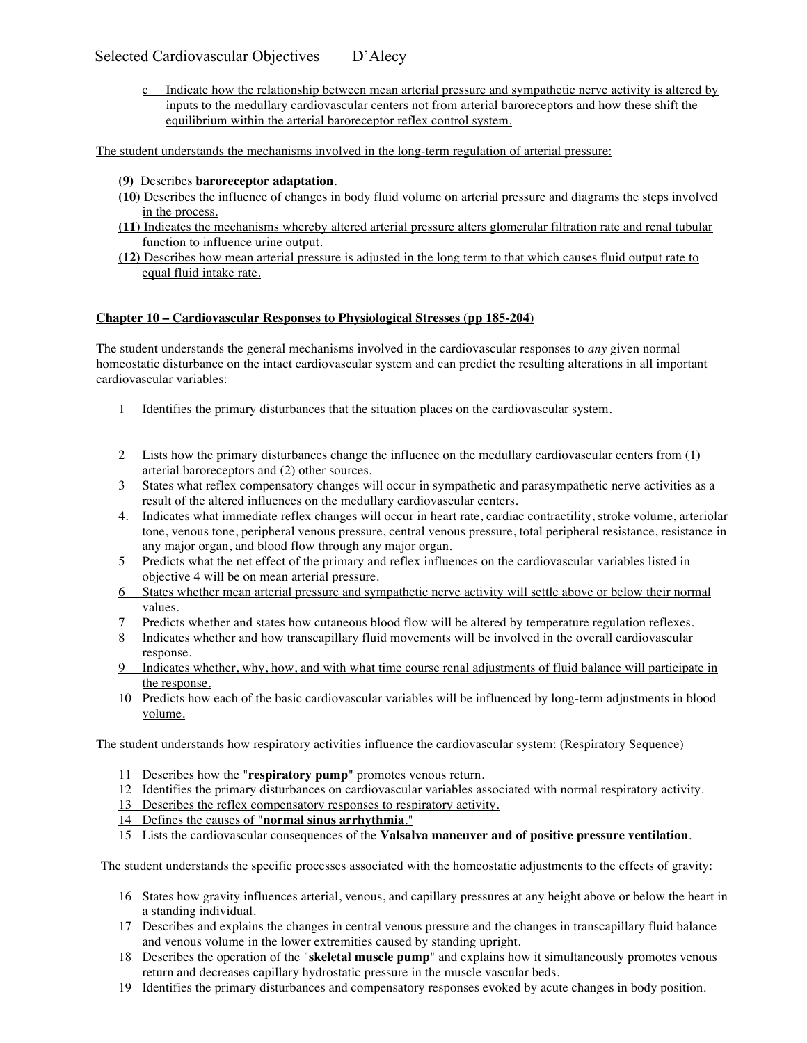c Indicate how the relationship between mean arterial pressure and sympathetic nerve activity is altered by inputs to the medullary cardiovascular centers not from arterial baroreceptors and how these shift the equilibrium within the arterial baroreceptor reflex control system.

The student understands the mechanisms involved in the long-term regulation of arterial pressure:

**(9)** Describes **baroreceptor adaptation**.

**(10)** Describes the influence of changes in body fluid volume on arterial pressure and diagrams the steps involved in the process.

**(11)** Indicates the mechanisms whereby altered arterial pressure alters glomerular filtration rate and renal tubular function to influence urine output.

**(12)** Describes how mean arterial pressure is adjusted in the long term to that which causes fluid output rate to equal fluid intake rate.

**Chapter 10 – Cardiovascular Responses to Physiological Stresses (pp 185-204)**

The student understands the general mechanisms involved in the cardiovascular responses to *any* given normal homeostatic disturbance on the intact cardiovascular system and can predict the resulting alterations in all important cardiovascular variables:

1 Identifies the primary disturbances that the situation places on the cardiovascular system.

2 Lists how the primary disturbances change the influence on the medullary cardiovascular centers from (1) arterial baroreceptors and (2) other sources.

3 States what reflex compensatory changes will occur in sympathetic and parasympathetic nerve activities as a result of the altered influences on the medullary cardiovascular centers.

4. Indicates what immediate reflex changes will occur in heart rate, cardiac contractility, stroke volume, arteriolar tone, venous tone, peripheral venous pressure, central venous pressure, total peripheral resistance, resistance in any major organ, and blood flow through any major organ.

5 Predicts what the net effect of the primary and reflex influences on the cardiovascular variables listed in objective 4 will be on mean arterial pressure.

6 States whether mean arterial pressure and sympathetic nerve activity will settle above or below their normal values.

7 Predicts whether and states how cutaneous blood flow will be altered by temperature regulation reflexes.

8 Indicates whether and how transcapillary fluid movements will be involved in the overall cardiovascular response.

9 Indicates whether, why, how, and with what time course renal adjustments of fluid balance will participate in the response.

10 Predicts how each of the basic cardiovascular variables will be influenced by long-term adjustments in blood volume.

The student understands how respiratory activities influence the cardiovascular system: (Respiratory Sequence)

11 Describes how the "**respiratory pump**" promotes venous return.

12 Identifies the primary disturbances on cardiovascular variables associated with normal respiratory activity.

13 Describes the reflex compensatory responses to respiratory activity.

14 Defines the causes of "**normal sinus arrhythmia**."

15 Lists the cardiovascular consequences of the **Valsalva maneuver and of positive pressure ventilation**.

The student understands the specific processes associated with the homeostatic adjustments to the effects of gravity:

16 States how gravity influences arterial, venous, and capillary pressures at any height above or below the heart in a standing individual.

17 Describes and explains the changes in central venous pressure and the changes in transcapillary fluid balance and venous volume in the lower extremities caused by standing upright.

18 Describes the operation of the "**skeletal muscle pump**" and explains how it simultaneously promotes venous return and decreases capillary hydrostatic pressure in the muscle vascular beds.

19 Identifies the primary disturbances and compensatory responses evoked by acute changes in body position.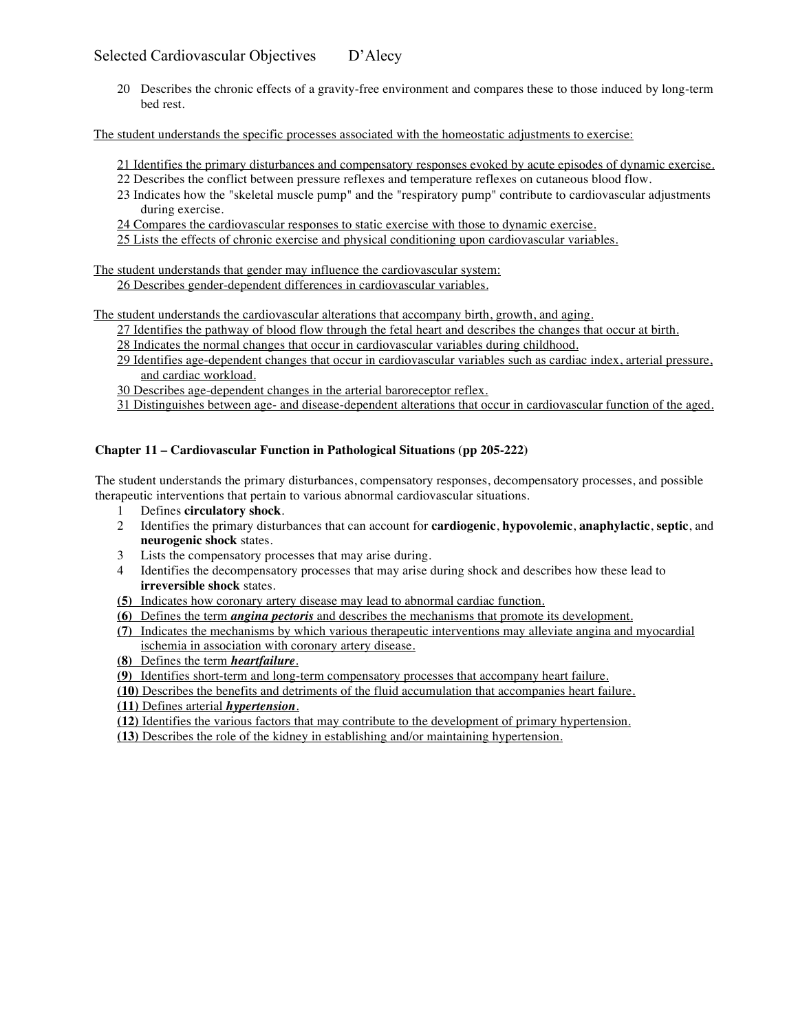20 Describes the chronic effects of a gravity-free environment and compares these to those induced by long-term bed rest.

The student understands the specific processes associated with the homeostatic adjustments to exercise:

21 Identifies the primary disturbances and compensatory responses evoked by acute episodes of dynamic exercise.
22 Describes the conflict between pressure reflexes and temperature reflexes on cutaneous blood flow.
23 Indicates how the "skeletal muscle pump" and the "respiratory pump" contribute to cardiovascular adjustments during exercise.
24 Compares the cardiovascular responses to static exercise with those to dynamic exercise.
25 Lists the effects of chronic exercise and physical conditioning upon cardiovascular variables.

The student understands that gender may influence the cardiovascular system:
26 Describes gender-dependent differences in cardiovascular variables.

The student understands the cardiovascular alterations that accompany birth, growth, and aging.
27 Identifies the pathway of blood flow through the fetal heart and describes the changes that occur at birth.
28 Indicates the normal changes that occur in cardiovascular variables during childhood.
29 Identifies age-dependent changes that occur in cardiovascular variables such as cardiac index, arterial pressure, and cardiac workload.
30 Describes age-dependent changes in the arterial baroreceptor reflex.
31 Distinguishes between age- and disease-dependent alterations that occur in cardiovascular function of the aged.

### Chapter 11 – Cardiovascular Function in Pathological Situations (pp 205-222)

The student understands the primary disturbances, compensatory responses, decompensatory processes, and possible therapeutic interventions that pertain to various abnormal cardiovascular situations.

1 Defines **circulatory shock**.
2 Identifies the primary disturbances that can account for **cardiogenic**, **hypovolemic**, **anaphylactic**, **septic**, and **neurogenic shock** states.
3 Lists the compensatory processes that may arise during.
4 Identifies the decompensatory processes that may arise during shock and describes how these lead to **irreversible shock** states.
**(5)** Indicates how coronary artery disease may lead to abnormal cardiac function.
**(6)** Defines the term ***angina pectoris*** and describes the mechanisms that promote its development.
**(7)** Indicates the mechanisms by which various therapeutic interventions may alleviate angina and myocardial ischemia in association with coronary artery disease.
**(8)** Defines the term ***heartfailure***.
**(9)** Identifies short-term and long-term compensatory processes that accompany heart failure.
**(10)** Describes the benefits and detriments of the fluid accumulation that accompanies heart failure.
**(11)** Defines arterial ***hypertension***.
**(12)** Identifies the various factors that may contribute to the development of primary hypertension.
**(13)** Describes the role of the kidney in establishing and/or maintaining hypertension.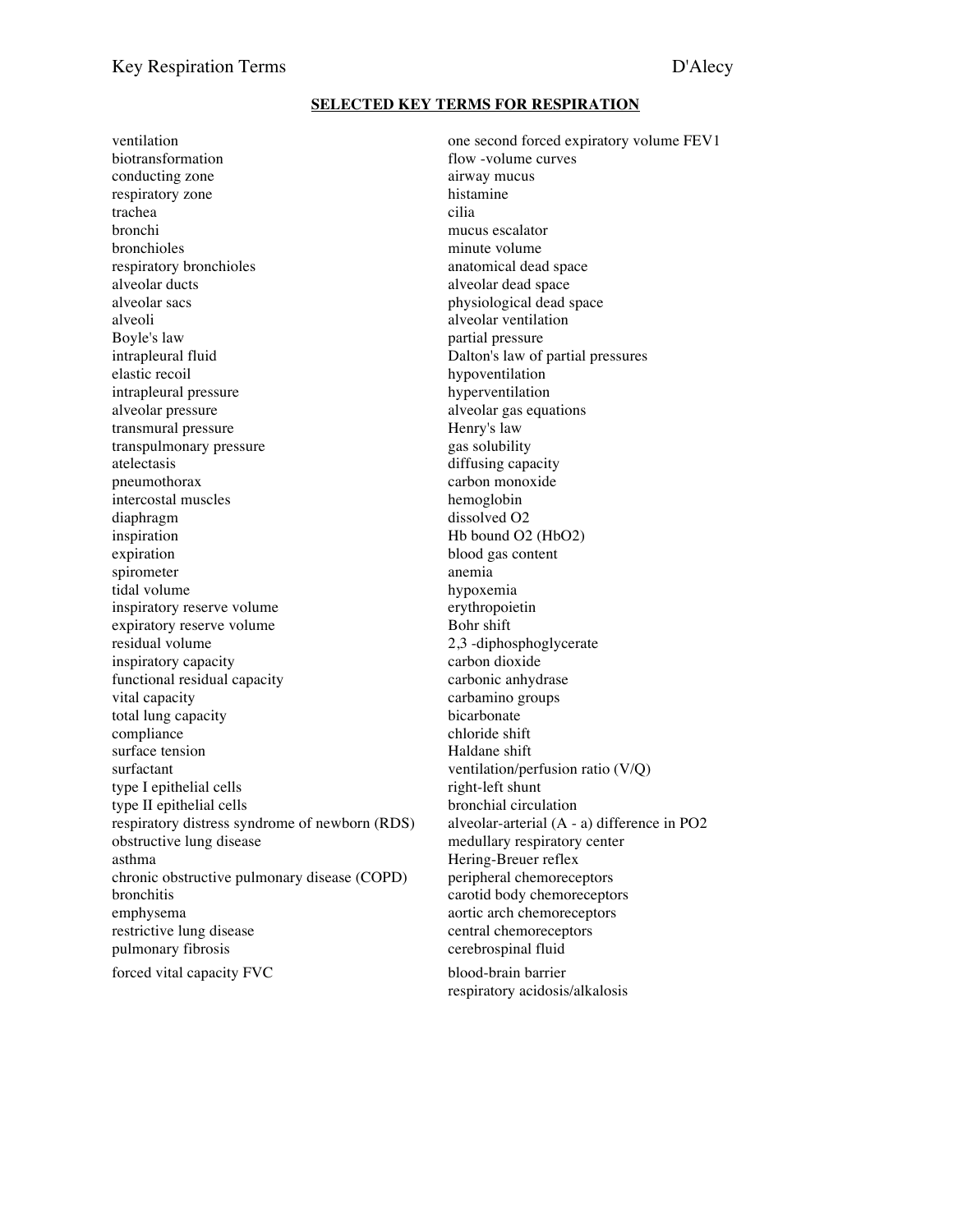## SELECTED KEY TERMS FOR RESPIRATION

ventilation
biotransformation
conducting zone
respiratory zone
trachea
bronchi
bronchioles
respiratory bronchioles
alveolar ducts
alveolar sacs
alveoli
Boyle's law
intrapleural fluid
elastic recoil
intrapleural pressure
alveolar pressure
transmural pressure
transpulmonary pressure
atelectasis
pneumothorax
intercostal muscles
diaphragm
inspiration
expiration
spirometer
tidal volume
inspiratory reserve volume
expiratory reserve volume
residual volume
inspiratory capacity
functional residual capacity
vital capacity
total lung capacity
compliance
surface tension
surfactant
type I epithelial cells
type II epithelial cells
respiratory distress syndrome of newborn (RDS)
obstructive lung disease
asthma
chronic obstructive pulmonary disease (COPD)
bronchitis
emphysema
restrictive lung disease
pulmonary fibrosis
forced vital capacity FVC
one second forced expiratory volume $FEV_1$
flow -volume curves
airway mucus
histamine
cilia
mucus escalator
minute volume
anatomical dead space
alveolar dead space
physiological dead space
alveolar ventilation
partial pressure
Dalton's law of partial pressures
hypoventilation
hyperventilation
alveolar gas equations
Henry's law
gas solubility
diffusing capacity
carbon monoxide
hemoglobin
dissolved $O_2$
Hb bound $O_2$ ($HbO_2$)
blood gas content
anemia
hypoxemia
erythropoietin
Bohr shift
2,3 -diphosphoglycerate
carbon dioxide
carbonic anhydrase
carbamino groups
bicarbonate
chloride shift
Haldane shift
ventilation/perfusion ratio (V/Q)
right-left shunt
bronchial circulation
alveolar-arterial (A - a) difference in $PO_2$
medullary respiratory center
Hering-Breuer reflex
peripheral chemoreceptors
carotid body chemoreceptors
aortic arch chemoreceptors
central chemoreceptors
cerebrospinal fluid
blood-brain barrier
respiratory acidosis/alkalosis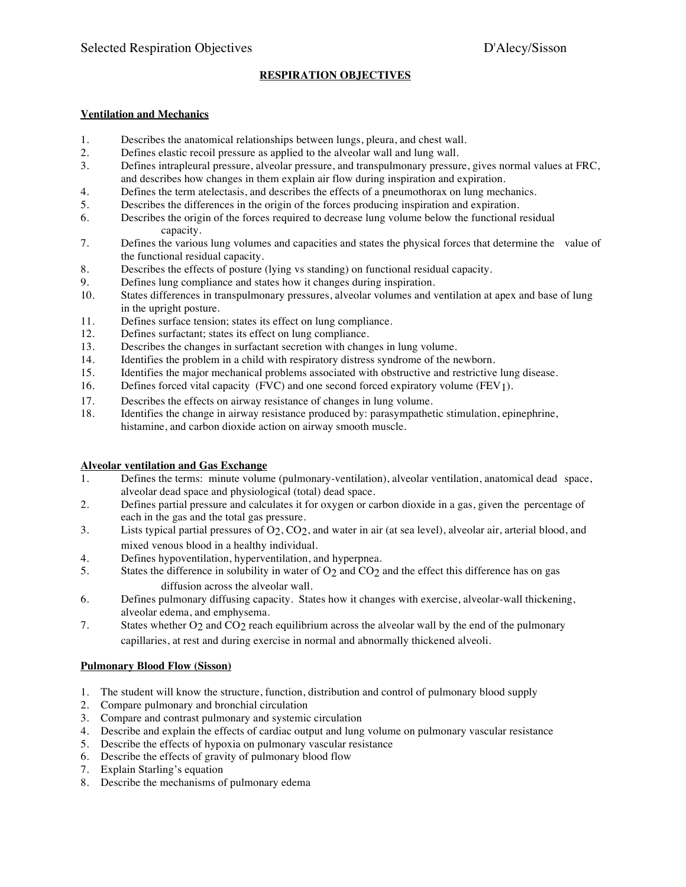# RESPIRATION OBJECTIVES

## Ventilation and Mechanics

1. Describes the anatomical relationships between lungs, pleura, and chest wall.
2. Defines elastic recoil pressure as applied to the alveolar wall and lung wall.
3. Defines intrapleural pressure, alveolar pressure, and transpulmonary pressure, gives normal values at FRC, and describes how changes in them explain air flow during inspiration and expiration.
4. Defines the term atelectasis, and describes the effects of a pneumothorax on lung mechanics.
5. Describes the differences in the origin of the forces producing inspiration and expiration.
6. Describes the origin of the forces required to decrease lung volume below the functional residual capacity.
7. Defines the various lung volumes and capacities and states the physical forces that determine the value of the functional residual capacity.
8. Describes the effects of posture (lying vs standing) on functional residual capacity.
9. Defines lung compliance and states how it changes during inspiration.
10. States differences in transpulmonary pressures, alveolar volumes and ventilation at apex and base of lung in the upright posture.
11. Defines surface tension; states its effect on lung compliance.
12. Defines surfactant; states its effect on lung compliance.
13. Describes the changes in surfactant secretion with changes in lung volume.
14. Identifies the problem in a child with respiratory distress syndrome of the newborn.
15. Identifies the major mechanical problems associated with obstructive and restrictive lung disease.
16. Defines forced vital capacity (FVC) and one second forced expiratory volume ($FEV_1$).
17. Describes the effects on airway resistance of changes in lung volume.
18. Identifies the change in airway resistance produced by: parasympathetic stimulation, epinephrine, histamine, and carbon dioxide action on airway smooth muscle.

## Alveolar ventilation and Gas Exchange

1. Defines the terms: minute volume (pulmonary-ventilation), alveolar ventilation, anatomical dead space, alveolar dead space and physiological (total) dead space.
2. Defines partial pressure and calculates it for oxygen or carbon dioxide in a gas, given the percentage of each in the gas and the total gas pressure.
3. Lists typical partial pressures of $O_2$, $CO_2$, and water in air (at sea level), alveolar air, arterial blood, and mixed venous blood in a healthy individual.
4. Defines hypoventilation, hyperventilation, and hyperpnea.
5. States the difference in solubility in water of $O_2$ and $CO_2$ and the effect this difference has on gas diffusion across the alveolar wall.
6. Defines pulmonary diffusing capacity. States how it changes with exercise, alveolar-wall thickening, alveolar edema, and emphysema.
7. States whether $O_2$ and $CO_2$ reach equilibrium across the alveolar wall by the end of the pulmonary capillaries, at rest and during exercise in normal and abnormally thickened alveoli.

## Pulmonary Blood Flow (Sisson)

1. The student will know the structure, function, distribution and control of pulmonary blood supply
2. Compare pulmonary and bronchial circulation
3. Compare and contrast pulmonary and systemic circulation
4. Describe and explain the effects of cardiac output and lung volume on pulmonary vascular resistance
5. Describe the effects of hypoxia on pulmonary vascular resistance
6. Describe the effects of gravity of pulmonary blood flow
7. Explain Starling's equation
8. Describe the mechanisms of pulmonary edema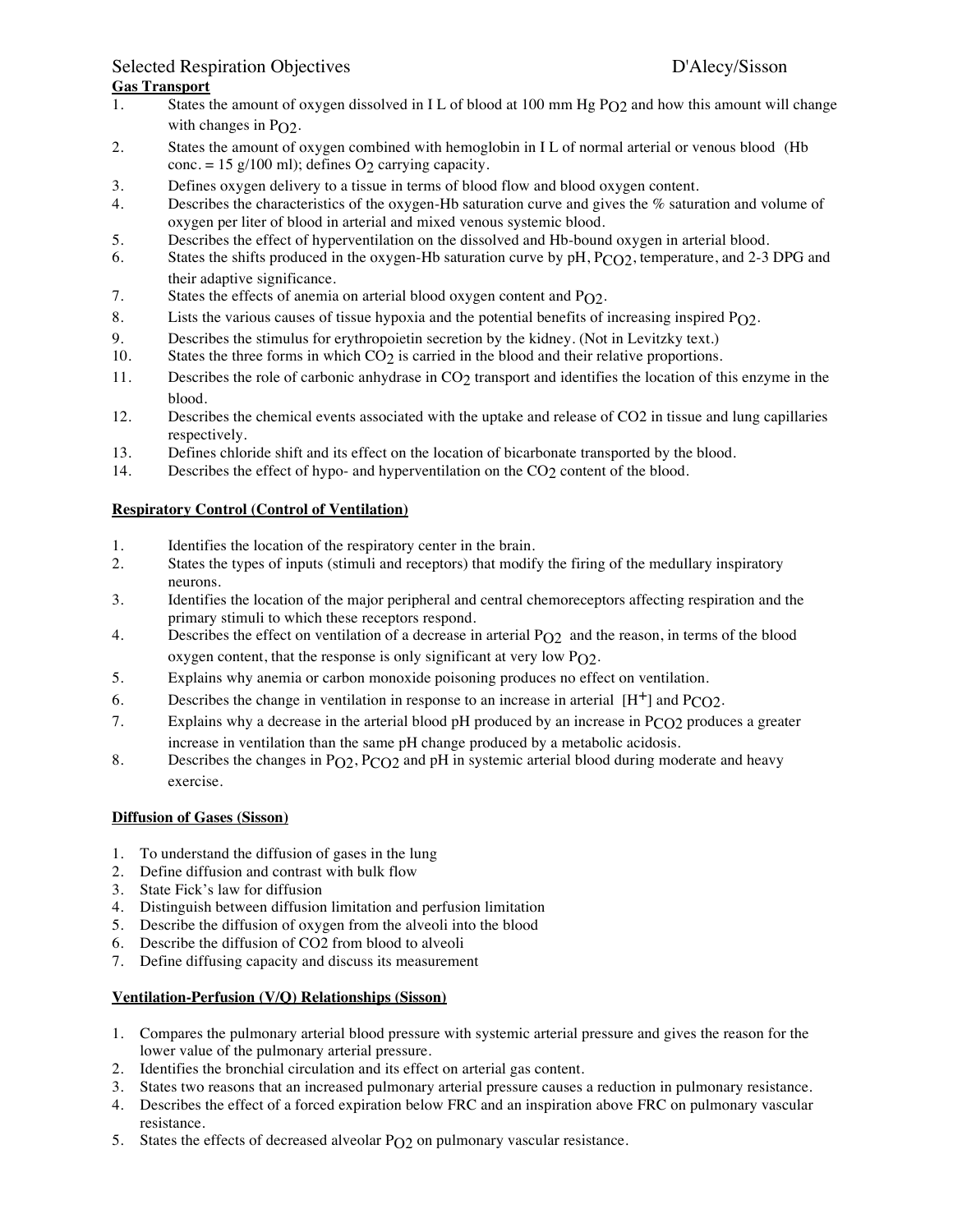# Selected Respiration Objectives — D'Alecy/Sisson

## Gas Transport

1. States the amount of oxygen dissolved in I L of blood at 100 mm Hg $P_{O2}$ and how this amount will change with changes in $P_{O2}$.
2. States the amount of oxygen combined with hemoglobin in I L of normal arterial or venous blood (Hb conc. = 15 g/100 ml); defines $O_2$ carrying capacity.
3. Defines oxygen delivery to a tissue in terms of blood flow and blood oxygen content.
4. Describes the characteristics of the oxygen-Hb saturation curve and gives the % saturation and volume of oxygen per liter of blood in arterial and mixed venous systemic blood.
5. Describes the effect of hyperventilation on the dissolved and Hb-bound oxygen in arterial blood.
6. States the shifts produced in the oxygen-Hb saturation curve by pH, $P_{CO2}$, temperature, and 2-3 DPG and their adaptive significance.
7. States the effects of anemia on arterial blood oxygen content and $P_{O2}$.
8. Lists the various causes of tissue hypoxia and the potential benefits of increasing inspired $P_{O2}$.
9. Describes the stimulus for erythropoietin secretion by the kidney. (Not in Levitzky text.)
10. States the three forms in which $CO_2$ is carried in the blood and their relative proportions.
11. Describes the role of carbonic anhydrase in $CO_2$ transport and identifies the location of this enzyme in the blood.
12. Describes the chemical events associated with the uptake and release of CO2 in tissue and lung capillaries respectively.
13. Defines chloride shift and its effect on the location of bicarbonate transported by the blood.
14. Describes the effect of hypo- and hyperventilation on the $CO_2$ content of the blood.

## Respiratory Control (Control of Ventilation)

1. Identifies the location of the respiratory center in the brain.
2. States the types of inputs (stimuli and receptors) that modify the firing of the medullary inspiratory neurons.
3. Identifies the location of the major peripheral and central chemoreceptors affecting respiration and the primary stimuli to which these receptors respond.
4. Describes the effect on ventilation of a decrease in arterial $P_{O2}$ and the reason, in terms of the blood oxygen content, that the response is only significant at very low $P_{O2}$.
5. Explains why anemia or carbon monoxide poisoning produces no effect on ventilation.
6. Describes the change in ventilation in response to an increase in arterial $[H^+]$ and $P_{CO2}$.
7. Explains why a decrease in the arterial blood pH produced by an increase in $P_{CO2}$ produces a greater increase in ventilation than the same pH change produced by a metabolic acidosis.
8. Describes the changes in $P_{O2}$, $P_{CO2}$ and pH in systemic arterial blood during moderate and heavy exercise.

## Diffusion of Gases (Sisson)

1. To understand the diffusion of gases in the lung
2. Define diffusion and contrast with bulk flow
3. State Fick's law for diffusion
4. Distinguish between diffusion limitation and perfusion limitation
5. Describe the diffusion of oxygen from the alveoli into the blood
6. Describe the diffusion of CO2 from blood to alveoli
7. Define diffusing capacity and discuss its measurement

## Ventilation-Perfusion (V/Q) Relationships (Sisson)

1. Compares the pulmonary arterial blood pressure with systemic arterial pressure and gives the reason for the lower value of the pulmonary arterial pressure.
2. Identifies the bronchial circulation and its effect on arterial gas content.
3. States two reasons that an increased pulmonary arterial pressure causes a reduction in pulmonary resistance.
4. Describes the effect of a forced expiration below FRC and an inspiration above FRC on pulmonary vascular resistance.
5. States the effects of decreased alveolar $P_{O2}$ on pulmonary vascular resistance.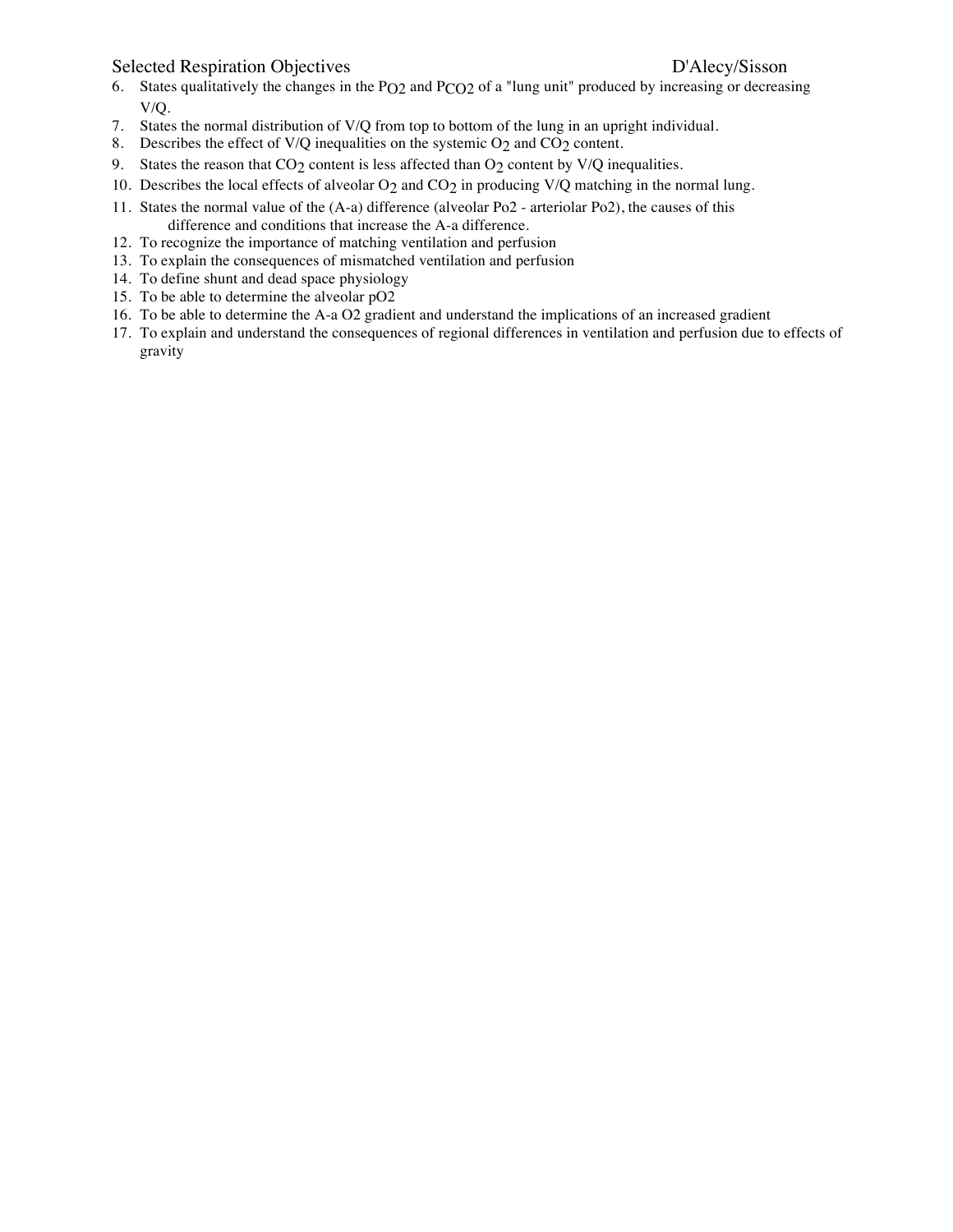Selected Respiration Objectives D'Alecy/Sisson

6. States qualitatively the changes in the $P_{O2}$ and $P_{CO2}$ of a "lung unit" produced by increasing or decreasing V/Q.
7. States the normal distribution of V/Q from top to bottom of the lung in an upright individual.
8. Describes the effect of V/Q inequalities on the systemic $O_2$ and $CO_2$ content.
9. States the reason that $CO_2$ content is less affected than $O_2$ content by V/Q inequalities.
10. Describes the local effects of alveolar $O_2$ and $CO_2$ in producing V/Q matching in the normal lung.
11. States the normal value of the (A-a) difference (alveolar Po2 - arteriolar Po2), the causes of this difference and conditions that increase the A-a difference.
12. To recognize the importance of matching ventilation and perfusion
13. To explain the consequences of mismatched ventilation and perfusion
14. To define shunt and dead space physiology
15. To be able to determine the alveolar pO2
16. To be able to determine the A-a O2 gradient and understand the implications of an increased gradient
17. To explain and understand the consequences of regional differences in ventilation and perfusion due to effects of gravity